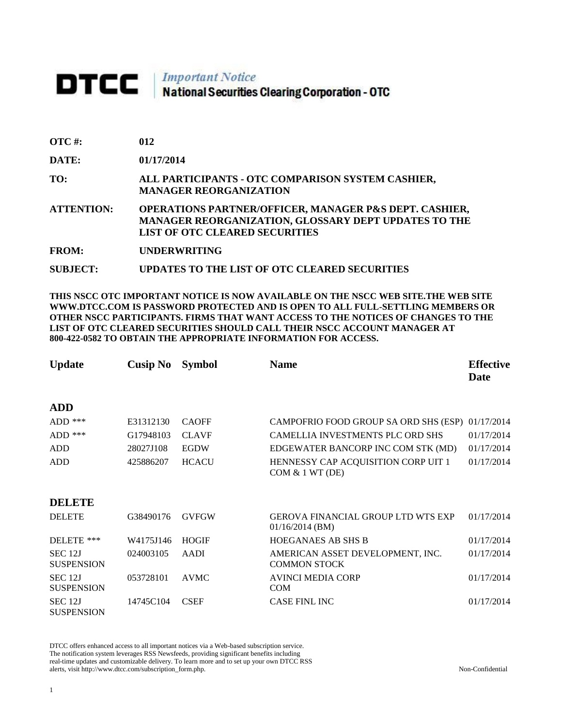# DTCC | *Important Notice* National Securities Clearing Corporation - OTC

| | |
|---|---|
| **OTC #:** | **012** |
| **DATE:** | **01/17/2014** |
| **TO:** | **ALL PARTICIPANTS - OTC COMPARISON SYSTEM CASHIER, MANAGER REORGANIZATION** |
| **ATTENTION:** | **OPERATIONS PARTNER/OFFICER, MANAGER P&S DEPT. CASHIER, MANAGER REORGANIZATION, GLOSSARY DEPT UPDATES TO THE LIST OF OTC CLEARED SECURITIES** |
| **FROM:** | **UNDERWRITING** |
| **SUBJECT:** | **UPDATES TO THE LIST OF OTC CLEARED SECURITIES** |

**THIS NSCC OTC IMPORTANT NOTICE IS NOW AVAILABLE ON THE NSCC WEB SITE.THE WEB SITE WWW.DTCC.COM IS PASSWORD PROTECTED AND IS OPEN TO ALL FULL-SETTLING MEMBERS OR OTHER NSCC PARTICIPANTS. FIRMS THAT WANT ACCESS TO THE NOTICES OF CHANGES TO THE LIST OF OTC CLEARED SECURITIES SHOULD CALL THEIR NSCC ACCOUNT MANAGER AT 800-422-0582 TO OBTAIN THE APPROPRIATE INFORMATION FOR ACCESS.**

| Update | Cusip No | Symbol | Name | Effective Date |
|---|---|---|---|---|
| **ADD** | | | | |
| ADD *** | E31312130 | CAOFF | CAMPOFRIO FOOD GROUP SA ORD SHS (ESP) | 01/17/2014 |
| ADD *** | G17948103 | CLAVF | CAMELLIA INVESTMENTS PLC ORD SHS | 01/17/2014 |
| ADD | 28027J108 | EGDW | EDGEWATER BANCORP INC COM STK (MD) | 01/17/2014 |
| ADD | 425886207 | HCACU | HENNESSY CAP ACQUISITION CORP UIT 1 COM & 1 WT (DE) | 01/17/2014 |
| **DELETE** | | | | |
| DELETE | G38490176 | GVFGW | GEROVA FINANCIAL GROUP LTD WTS EXP 01/16/2014 (BM) | 01/17/2014 |
| DELETE *** | W4175J146 | HOGIF | HOEGANAES AB SHS B | 01/17/2014 |
| SEC 12J SUSPENSION | 024003105 | AADI | AMERICAN ASSET DEVELOPMENT, INC. COMMON STOCK | 01/17/2014 |
| SEC 12J SUSPENSION | 053728101 | AVMC | AVINCI MEDIA CORP COM | 01/17/2014 |
| SEC 12J SUSPENSION | 14745C104 | CSEF | CASE FINL INC | 01/17/2014 |

DTCC offers enhanced access to all important notices via a Web-based subscription service. The notification system leverages RSS Newsfeeds, providing significant benefits including real-time updates and customizable delivery. To learn more and to set up your own DTCC RSS alerts, visit http://www.dtcc.com/subscription_form.php.

Non-Confidential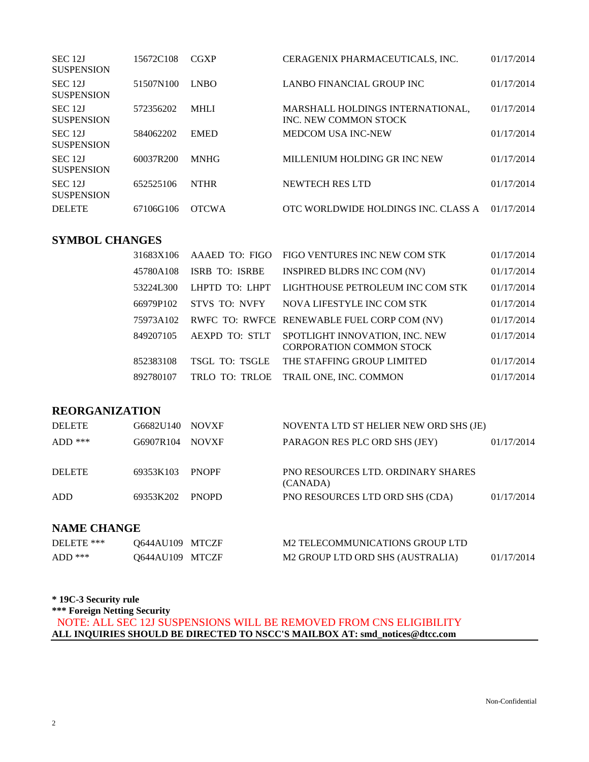| | | | | |
|---|---|---|---|---|
| SEC 12J SUSPENSION | 15672C108 | CGXP | CERAGENIX PHARMACEUTICALS, INC. | 01/17/2014 |
| SEC 12J SUSPENSION | 51507N100 | LNBO | LANBO FINANCIAL GROUP INC | 01/17/2014 |
| SEC 12J SUSPENSION | 572356202 | MHLI | MARSHALL HOLDINGS INTERNATIONAL, INC. NEW COMMON STOCK | 01/17/2014 |
| SEC 12J SUSPENSION | 584062202 | EMED | MEDCOM USA INC-NEW | 01/17/2014 |
| SEC 12J SUSPENSION | 60037R200 | MNHG | MILLENIUM HOLDING GR INC NEW | 01/17/2014 |
| SEC 12J SUSPENSION | 652525106 | NTHR | NEWTECH RES LTD | 01/17/2014 |
| DELETE | 67106G106 | OTCWA | OTC WORLDWIDE HOLDINGS INC. CLASS A | 01/17/2014 |

## SYMBOL CHANGES

| | | | | |
|---|---|---|---|---|
| | 31683X106 | AAAED TO: FIGO | FIGO VENTURES INC NEW COM STK | 01/17/2014 |
| | 45780A108 | ISRB TO: ISRBE | INSPIRED BLDRS INC COM (NV) | 01/17/2014 |
| | 53224L300 | LHPTD TO: LHPT | LIGHTHOUSE PETROLEUM INC COM STK | 01/17/2014 |
| | 66979P102 | STVS TO: NVFY | NOVA LIFESTYLE INC COM STK | 01/17/2014 |
| | 75973A102 | RWFC TO: RWFCE | RENEWABLE FUEL CORP COM (NV) | 01/17/2014 |
| | 849207105 | AEXPD TO: STLT | SPOTLIGHT INNOVATION, INC. NEW CORPORATION COMMON STOCK | 01/17/2014 |
| | 852383108 | TSGL TO: TSGLE | THE STAFFING GROUP LIMITED | 01/17/2014 |
| | 892780107 | TRLO TO: TRLOE | TRAIL ONE, INC. COMMON | 01/17/2014 |

## REORGANIZATION

| | | | | |
|---|---|---|---|---|
| DELETE | G6682U140 | NOVXF | NOVENTA LTD ST HELIER NEW ORD SHS (JE) | |
| ADD *** | G6907R104 | NOVXF | PARAGON RES PLC ORD SHS (JEY) | 01/17/2014 |
| DELETE | 69353K103 | PNOPF | PNO RESOURCES LTD. ORDINARY SHARES (CANADA) | |
| ADD | 69353K202 | PNOPD | PNO RESOURCES LTD ORD SHS (CDA) | 01/17/2014 |

## NAME CHANGE

| | | | | |
|---|---|---|---|---|
| DELETE *** | Q644AU109 | MTCZF | M2 TELECOMMUNICATIONS GROUP LTD | |
| ADD *** | Q644AU109 | MTCZF | M2 GROUP LTD ORD SHS (AUSTRALIA) | 01/17/2014 |

**\* 19C-3 Security rule**

**\*\*\* Foreign Netting Security**

NOTE: ALL SEC 12J SUSPENSIONS WILL BE REMOVED FROM CNS ELIGIBILITY

**ALL INQUIRIES SHOULD BE DIRECTED TO NSCC'S MAILBOX AT: smd_notices@dtcc.com**

Non-Confidential